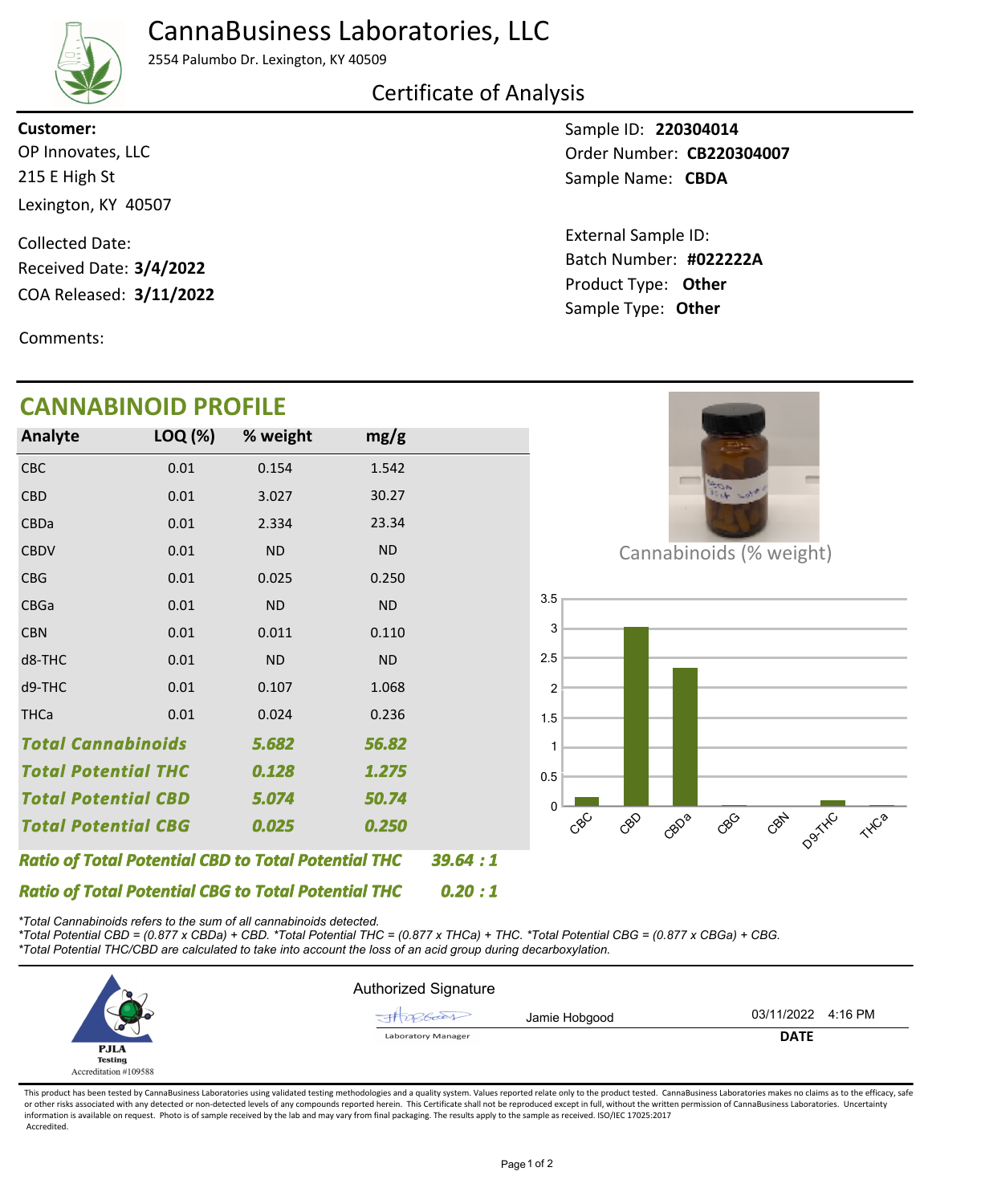# CannaBusiness Laboratories, LLC

2554 Palumbo Dr. Lexington, KY 40509

## Certificate of Analysis

**Customer:**
OP Innovates, LLC
215 E High St
Lexington, KY 40507

Collected Date:
Received Date: **3/4/2022**
COA Released: **3/11/2022**

Comments:

Sample ID: **220304014**
Order Number: **CB220304007**
Sample Name: **CBDA**

External Sample ID:
Batch Number: **#022222A**
Product Type: **Other**
Sample Type: **Other**

## CANNABINOID PROFILE

| Analyte | LOQ (%) | % weight | mg/g |
|---|---|---|---|
| CBC | 0.01 | 0.154 | 1.542 |
| CBD | 0.01 | 3.027 | 30.27 |
| CBDa | 0.01 | 2.334 | 23.34 |
| CBDV | 0.01 | ND | ND |
| CBG | 0.01 | 0.025 | 0.250 |
| CBGa | 0.01 | ND | ND |
| CBN | 0.01 | 0.011 | 0.110 |
| d8-THC | 0.01 | ND | ND |
| d9-THC | 0.01 | 0.107 | 1.068 |
| THCa | 0.01 | 0.024 | 0.236 |
| ***Total Cannabinoids*** | | ***5.682*** | ***56.82*** |
| ***Total Potential THC*** | | ***0.128*** | ***1.275*** |
| ***Total Potential CBD*** | | ***5.074*** | ***50.74*** |
| ***Total Potential CBG*** | | ***0.025*** | ***0.250*** |

***Ratio of Total Potential CBD to Total Potential THC 39.64 : 1***

***Ratio of Total Potential CBG to Total Potential THC 0.20 : 1***

Cannabinoids (% weight)

*\*Total Cannabinoids refers to the sum of all cannabinoids detected.*
*\*Total Potential CBD = (0.877 x CBDa) + CBD. \*Total Potential THC = (0.877 x THCa) + THC. \*Total Potential CBG = (0.877 x CBGa) + CBG.*
*\*Total Potential THC/CBD are calculated to take into account the loss of an acid group during decarboxylation.*

PJLA Testing
Accreditation #109588

Authorized Signature

Jamie Hobgood — Laboratory Manager

03/11/2022 4:16 PM
**DATE**

This product has been tested by CannaBusiness Laboratories using validated testing methodologies and a quality system. Values reported relate only to the product tested. CannaBusiness Laboratories makes no claims as to the efficacy, safety or other risks associated with any detected or non-detected levels of any compounds reported herein. This Certificate shall not be reproduced except in full, without the written permission of CannaBusiness Laboratories. Uncertainty information is available on request. Photo is of sample received by the lab and may vary from final packaging. The results apply to the sample as received. ISO/IEC 17025:2017 Accredited.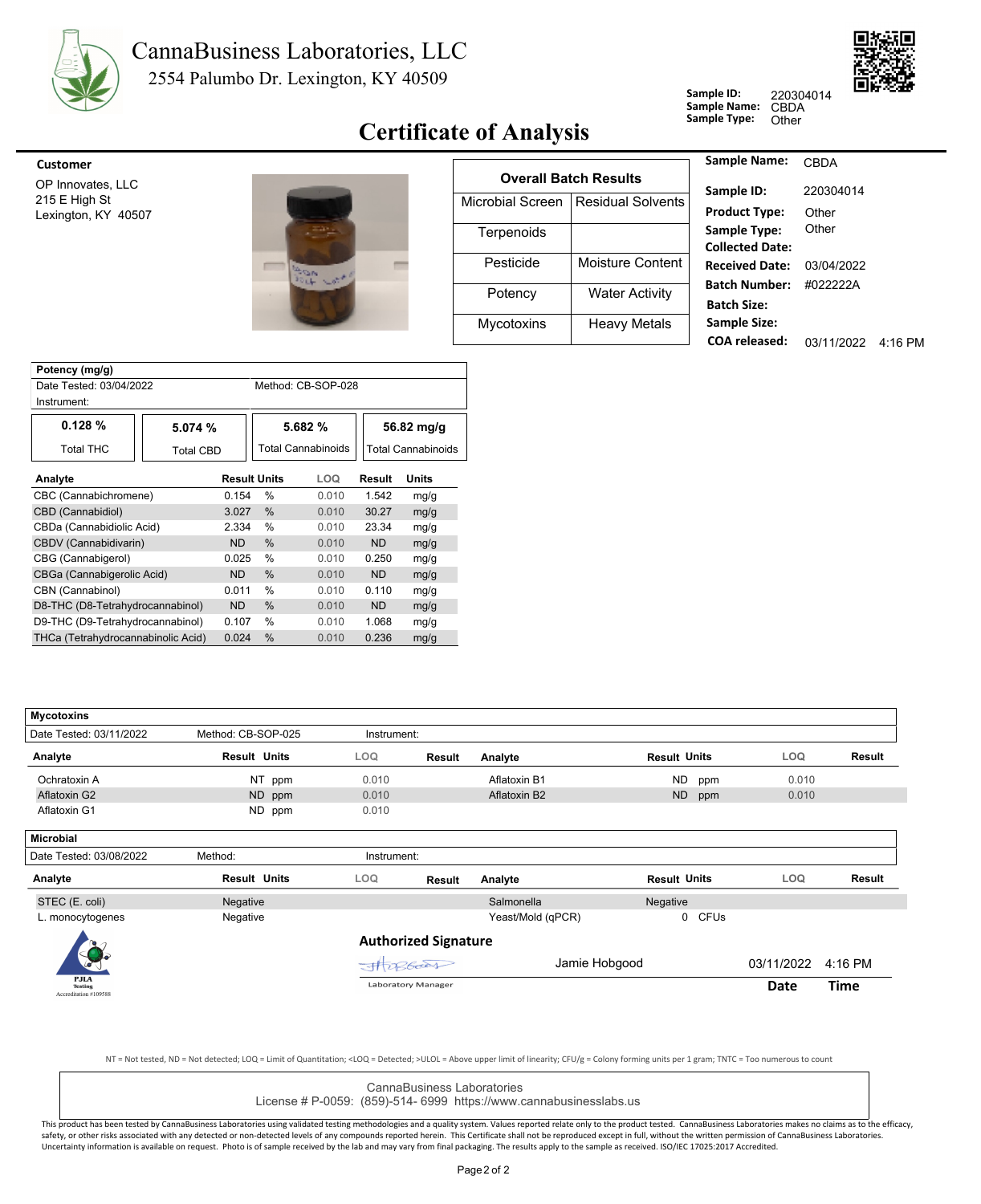# CannaBusiness Laboratories, LLC

2554 Palumbo Dr. Lexington, KY 40509

Sample ID: 220304014
Sample Name: CBDA
Sample Type: Other

## Certificate of Analysis

**Customer**

OP Innovates, LLC
215 E High St
Lexington, KY 40507

| Overall Batch Results | |
|---|---|
| Microbial Screen | Residual Solvents |
| Terpenoids | |
| Pesticide | Moisture Content |
| Potency | Water Activity |
| Mycotoxins | Heavy Metals |

| | |
|---|---|
| **Sample Name:** | CBDA |
| **Sample ID:** | 220304014 |
| **Product Type:** | Other |
| **Sample Type:** | Other |
| **Collected Date:** | |
| **Received Date:** | 03/04/2022 |
| **Batch Number:** | #022222A |
| **Batch Size:** | |
| **Sample Size:** | |
| **COA released:** | 03/11/2022 4:16 PM |

### Potency (mg/g)

Date Tested: 03/04/2022 Method: CB-SOP-028
Instrument:

| 0.128 % | 5.074 % | 5.682 % | 56.82 mg/g |
|---|---|---|---|
| Total THC | Total CBD | Total Cannabinoids | Total Cannabinoids |

| Analyte | Result | Units | LOQ | Result | Units |
|---|---|---|---|---|---|
| CBC (Cannabichromene) | 0.154 | % | 0.010 | 1.542 | mg/g |
| CBD (Cannabidiol) | 3.027 | % | 0.010 | 30.27 | mg/g |
| CBDa (Cannabidiolic Acid) | 2.334 | % | 0.010 | 23.34 | mg/g |
| CBDV (Cannabidivarin) | ND | % | 0.010 | ND | mg/g |
| CBG (Cannabigerol) | 0.025 | % | 0.010 | 0.250 | mg/g |
| CBGa (Cannabigerolic Acid) | ND | % | 0.010 | ND | mg/g |
| CBN (Cannabinol) | 0.011 | % | 0.010 | 0.110 | mg/g |
| D8-THC (D8-Tetrahydrocannabinol) | ND | % | 0.010 | ND | mg/g |
| D9-THC (D9-Tetrahydrocannabinol) | 0.107 | % | 0.010 | 1.068 | mg/g |
| THCa (Tetrahydrocannabinolic Acid) | 0.024 | % | 0.010 | 0.236 | mg/g |

### Mycotoxins

Date Tested: 03/11/2022 Method: CB-SOP-025 Instrument:

| Analyte | Result | Units | LOQ | Result | Analyte | Result | Units | LOQ | Result |
|---|---|---|---|---|---|---|---|---|---|
| Ochratoxin A | NT | ppm | 0.010 | | Aflatoxin B1 | ND | ppm | 0.010 | |
| Aflatoxin G2 | ND | ppm | 0.010 | | Aflatoxin B2 | ND | ppm | 0.010 | |
| Aflatoxin G1 | ND | ppm | 0.010 | | | | | | |

### Microbial

Date Tested: 03/08/2022 Method: Instrument:

| Analyte | Result | Units | LOQ | Result | Analyte | Result | Units | LOQ | Result |
|---|---|---|---|---|---|---|---|---|---|
| STEC (E. coli) | Negative | | | | Salmonella | Negative | | | |
| L. monocytogenes | Negative | | | | Yeast/Mold (qPCR) | 0 | CFUs | | |

PJLA Testing Accreditation #109588

**Authorized Signature**

Jamie Hobgood — Laboratory Manager — 03/11/2022 4:16 PM

**Date** **Time**

NT = Not tested, ND = Not detected; LOQ = Limit of Quantitation; <LOQ = Detected; >ULOL = Above upper limit of linearity; CFU/g = Colony forming units per 1 gram; TNTC = Too numerous to count

CannaBusiness Laboratories
License # P-0059: (859)-514- 6999 https://www.cannabusinesslabs.us

This product has been tested by CannaBusiness Laboratories using validated testing methodologies and a quality system. Values reported relate only to the product tested. CannaBusiness Laboratories makes no claims as to the efficacy, safety, or other risks associated with any detected or non-detected levels of any compounds reported herein. This Certificate shall not be reproduced except in full, without the written permission of CannaBusiness Laboratories. Uncertainty information is available on request. Photo is of sample received by the lab and may vary from final packaging. The results apply to the sample as received. ISO/IEC 17025:2017 Accredited.